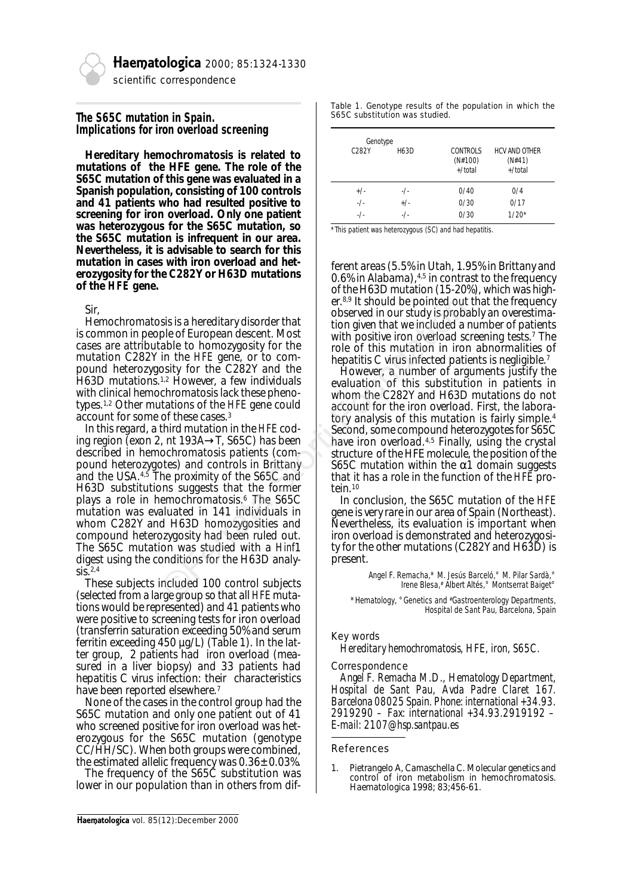scientific correspondence

## *The S65C mutation in Spain. Implications for iron overload screening*

**Hereditary hemochromatosis is related to mutations of the HFE gene. The role of the S65C mutation of this gene was evaluated in a Spanish population, consisting of 100 controls and 41 patients who had resulted positive to screening for iron overload. Only one patient was heterozygous for the S65C mutation, so the S65C mutation is infrequent in our area. Nevertheless, it is advisable to search for this mutation in cases with iron overload and heterozygosity for the C282Y or H63D mutations of the *HFE* gene.**

Sir,

Hemochromatosis is a hereditary disorder that is common in people of European descent. Most cases are attributable to homozygosity for the mutation C282Y in the *HFE* gene, or to compound heterozygosity for the C282Y and the H63D mutations.[1,2] However, a few individuals with clinical hemochromatosis lack these phenotypes.[1,2] Other mutations of the *HFE* gene could account for some of these cases.[3]

In this regard, a third mutation in the *HFE* coding region (exon 2, nt 193A→T, S65C) has been described in hemochromatosis patients (compound heterozygotes) and controls in Brittany and the USA.[4,5] The proximity of the S65C and H63D substitutions suggests that the former plays a role in hemochromatosis.[6] The S65C mutation was evaluated in 141 individuals in whom C282Y and H63D homozygosities and compound heterozygosity had been ruled out. The S65C mutation was studied with a *Hinf*1 digest using the conditions for the H63D analysis.[2,4]

These subjects included 100 control subjects (selected from a large group so that all *HFE* mutations would be represented) and 41 patients who were positive to screening tests for iron overload (transferrin saturation exceeding 50% and serum ferritin exceeding 450 µg/L) (Table 1). In the latter group, 2 patients had iron overload (measured in a liver biopsy) and 33 patients had hepatitis C virus infection: their characteristics have been reported elsewhere.[7]

None of the cases in the control group had the S65C mutation and only one patient out of 41 who screened positive for iron overload was heterozygous for the S65C mutation (genotype CC/HH/SC). When both groups were combined, the estimated allelic frequency was 0.36±0.03%.

The frequency of the S65C substitution was lower in our population than in others from different areas (5.5% in Utah, 1.95% in Brittany and 0.6% in Alabama),[4,5] in contrast to the frequency of the H63D mutation (15-20%), which was higher.[8,9] It should be pointed out that the frequency observed in our study is probably an overestimation given that we included a number of patients with positive iron overload screening tests.[7] The role of this mutation in iron abnormalities of hepatitis C virus infected patients is negligible.[7]

Table 1. Genotype results of the population in which the S65C substitution was studied.

| Genotype | | CONTROLS (N#100) | HCV AND OTHER (N#41) |
|---|---|---|---|
| C282Y | H63D | +/total | +/total |
| +/- | -/- | 0/40 | 0/4 |
| -/- | +/- | 0/30 | 0/17 |
| -/- | -/- | 0/30 | 1/20* |

*This patient was heterozygous (SC) and had hepatitis.

However, a number of arguments justify the evaluation of this substitution in patients in whom the C282Y and H63D mutations do not account for the iron overload. First, the laboratory analysis of this mutation is fairly simple.[4] Second, some compound heterozygotes for S65C have iron overload.[4,5] Finally, using the crystal structure of the HFE molecule, the position of the S65C mutation within the α1 domain suggests that it has a role in the function of the *HFE* protein.[10]

In conclusion, the S65C mutation of the *HFE* gene is very rare in our area of Spain (Northeast). Nevertheless, its evaluation is important when iron overload is demonstrated and heterozygosity for the other mutations (C282Y and H63D) is present.

*Angel F. Remacha,\* M. Jesús Barceló,° M. Pilar Sardà,° Irene Blesa,# Albert Altés,° Montserrat Baiget°*

*\*Hematology, °Genetics and #Gastroenterology Departments, Hospital de Sant Pau, Barcelona, Spain*

### Key words

*Hereditary hemochromatosis, HFE, iron, S65C.*

### Correspondence

*Angel F. Remacha M.D., Hematology Department, Hospital de Sant Pau, Avda Padre Claret 167. Barcelona 08025 Spain. Phone: international +34.93. 2919290 – Fax: international +34.93.2919192 – E-mail: 2107@hsp.santpau.es*

### References

1. Pietrangelo A, Camaschella C. Molecular genetics and control of iron metabolism in hemochromatosis. Haematologica 1998; 83;456-61.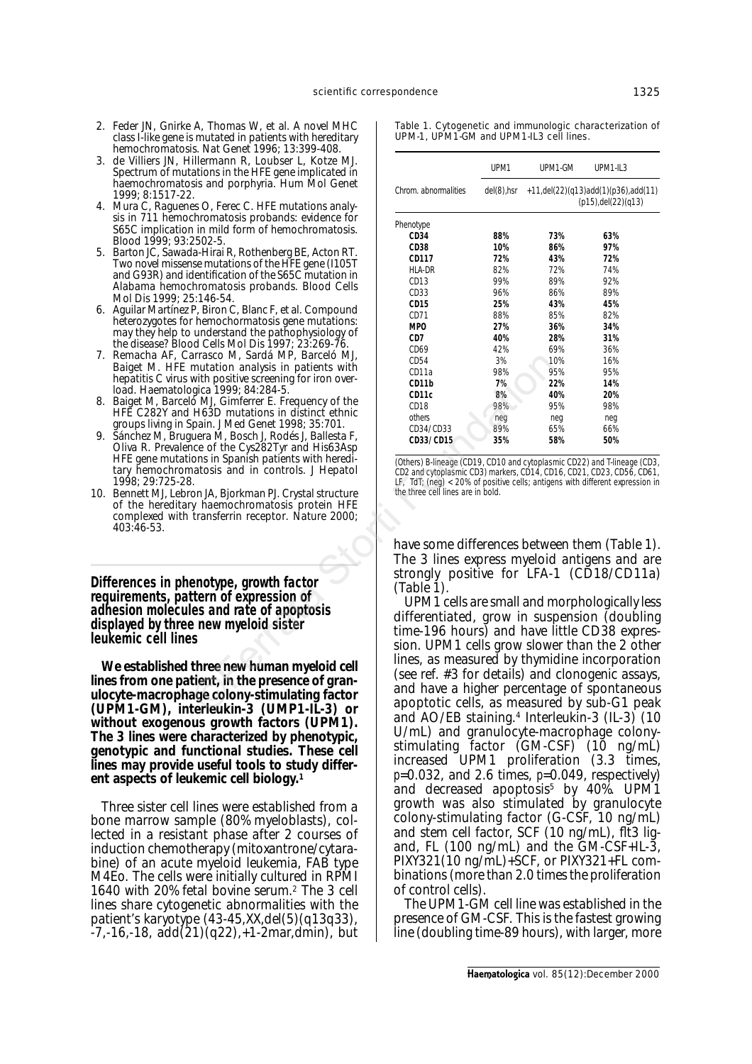2. Feder JN, Gnirke A, Thomas W, et al. A novel MHC class I-like gene is mutated in patients with hereditary hemochromatosis. Nat Genet 1996; 13:399-408.
3. de Villiers JN, Hillermann R, Loubser L, Kotze MJ. Spectrum of mutations in the HFE gene implicated in haemochromatosis and porphyria. Hum Mol Genet 1999; 8:1517-22.
4. Mura C, Raguenes O, Ferec C. HFE mutations analysis in 711 hemochromatosis probands: evidence for S65C implication in mild form of hemochromatosis. Blood 1999; 93:2502-5.
5. Barton JC, Sawada-Hirai R, Rothenberg BE, Acton RT. Two novel missense mutations of the HFE gene (I105T and G93R) and identification of the S65C mutation in Alabama hemochromatosis probands. Blood Cells Mol Dis 1999; 25:146-54.
6. Aguilar Martinez P, Biron C, Blanc F, et al. Compound heterozygotes for hemochormatosis gene mutations: may they help to understand the pathophysiology of the disease? Blood Cells Mol Dis 1997; 23:269-76.
7. Remacha AF, Carrasco M, Sardá MP, Barceló MJ, Baiget M. HFE mutation analysis in patients with hepatitis C virus with positive screening for iron overload. Haematologica 1999; 84:284-5.
8. Baiget M, Barceló MJ, Gimferrer E. Frequency of the HFE C282Y and H63D mutations in distinct ethnic groups living in Spain. J Med Genet 1998; 35:701.
9. Sánchez M, Bruguera M, Bosch J, Rodés J, Ballesta F, Oliva R. Prevalence of the Cys282Tyr and His63Asp HFE gene mutations in Spanish patients with hereditary hemochromatosis and in controls. J Hepatol 1998; 29:725-28.
10. Bennett MJ, Lebron JA, Bjorkman PJ. Crystal structure of the hereditary haemochromatosis protein HFE complexed with transferrin receptor. Nature 2000; 403:46-53.

## *Differences in phenotype, growth factor requirements, pattern of expression of adhesion molecules and rate of apoptosis displayed by three new myeloid sister leukemic cell lines*

**We established three new human myeloid cell lines from one patient, in the presence of granulocyte-macrophage colony-stimulating factor (UPM1-GM), interleukin-3 (UMP1-IL-3) or without exogenous growth factors (UPM1). The 3 lines were characterized by phenotypic, genotypic and functional studies. These cell lines may provide useful tools to study different aspects of leukemic cell biology.[1]**

Three sister cell lines were established from a bone marrow sample (80% myeloblasts), collected in a resistant phase after 2 courses of induction chemotherapy (mitoxantrone/cytarabine) of an acute myeloid leukemia, FAB type M4Eo. The cells were initially cultured in RPMI 1640 with 20% fetal bovine serum.[2] The 3 cell lines share cytogenetic abnormalities with the patient's karyotype (43-45,XX,del(5)(q13q33), -7,-16,-18, add(21)(q22),+1-2mar,dmin), but have some differences between them (Table 1). The 3 lines express myeloid antigens and are strongly positive for LFA-1 (CD18/CD11a) (Table 1).

Table 1. Cytogenetic and immunologic characterization of UPM-1, UPM1-GM and UPM1-IL3 cell lines.

| | UPM1 | UPM1-GM | UPM1-IL3 |
|---|---|---|---|
| Chrom. abnormalities | del(8),hsr | +11,del(22)(q13) | add(1)(p36),add(11)(p15),del(22)(q13) |
| Phenotype | | | |
| **CD34** | **88%** | **73%** | **63%** |
| **CD38** | **10%** | **86%** | **97%** |
| **CD117** | **72%** | **43%** | **72%** |
| HLA-DR | 82% | 72% | 74% |
| CD13 | 99% | 89% | 92% |
| CD33 | 96% | 86% | 89% |
| **CD15** | **25%** | **43%** | **45%** |
| CD71 | 88% | 85% | 82% |
| **MPO** | **27%** | **36%** | **34%** |
| **CD7** | **40%** | **28%** | **31%** |
| CD69 | 42% | 69% | 36% |
| CD54 | 3% | 10% | 16% |
| CD11a | 98% | 95% | 95% |
| **CD11b** | **7%** | **22%** | **14%** |
| **CD11c** | **8%** | **40%** | **20%** |
| CD18 | 98% | 95% | 98% |
| others | neg | neg | neg |
| CD34/CD33 | 89% | 65% | 66% |
| **CD33/CD15** | **35%** | **58%** | **50%** |

(Others) B-lineage (CD19, CD10 and cytoplasmic CD22) and T-lineage (CD3, CD2 and cytoplasmic CD3) markers, CD14, CD16, CD21, CD23, CD56, CD61, LF, TdT; (neg) < 20% of positive cells; antigens with different expression in the three cell lines are in bold.

UPM1 cells are small and morphologically less differentiated, grow in suspension (doubling time-196 hours) and have little CD38 expression. UPM1 cells grow slower than the 2 other lines, as measured by thymidine incorporation (see ref. #3 for details) and clonogenic assays, and have a higher percentage of spontaneous apoptotic cells, as measured by sub-G1 peak and AO/EB staining.[4] Interleukin-3 (IL-3) (10 U/mL) and granulocyte-macrophage colony-stimulating factor (GM-CSF) (10 ng/mL) increased UPM1 proliferation (3.3 times, $p$=0.032, and 2.6 times, $p$=0.049, respectively) and decreased apoptosis[5] by 40%. UPM1 growth was also stimulated by granulocyte colony-stimulating factor (G-CSF, 10 ng/mL) and stem cell factor, SCF (10 ng/mL), flt3 ligand, FL (100 ng/mL) and the GM-CSF+IL-3, PIXY321(10 ng/mL)+SCF, or PIXY321+FL combinations (more than 2.0 times the proliferation of control cells).

The UPM1-GM cell line was established in the presence of GM-CSF. This is the fastest growing line (doubling time-89 hours), with larger, more